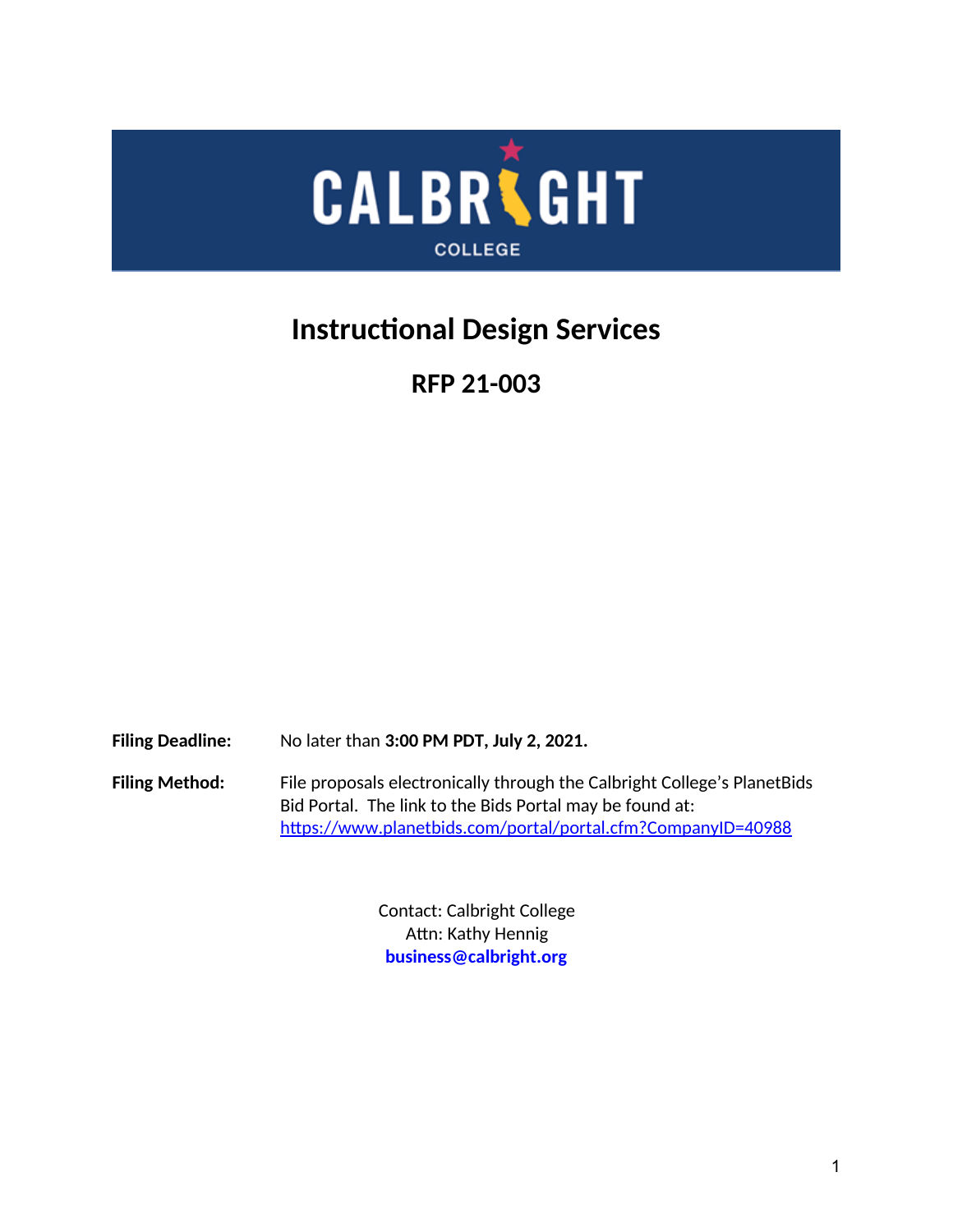CALBRIGHT COLLEGE

# Instructional Design Services

## RFP 21-003

**Filing Deadline:** No later than **3:00 PM PDT, July 2, 2021.**

**Filing Method:** File proposals electronically through the Calbright College's PlanetBids Bid Portal. The link to the Bids Portal may be found at: https://www.planetbids.com/portal/portal.cfm?CompanyID=40988

Contact: Calbright College
Attn: Kathy Hennig
**business@calbright.org**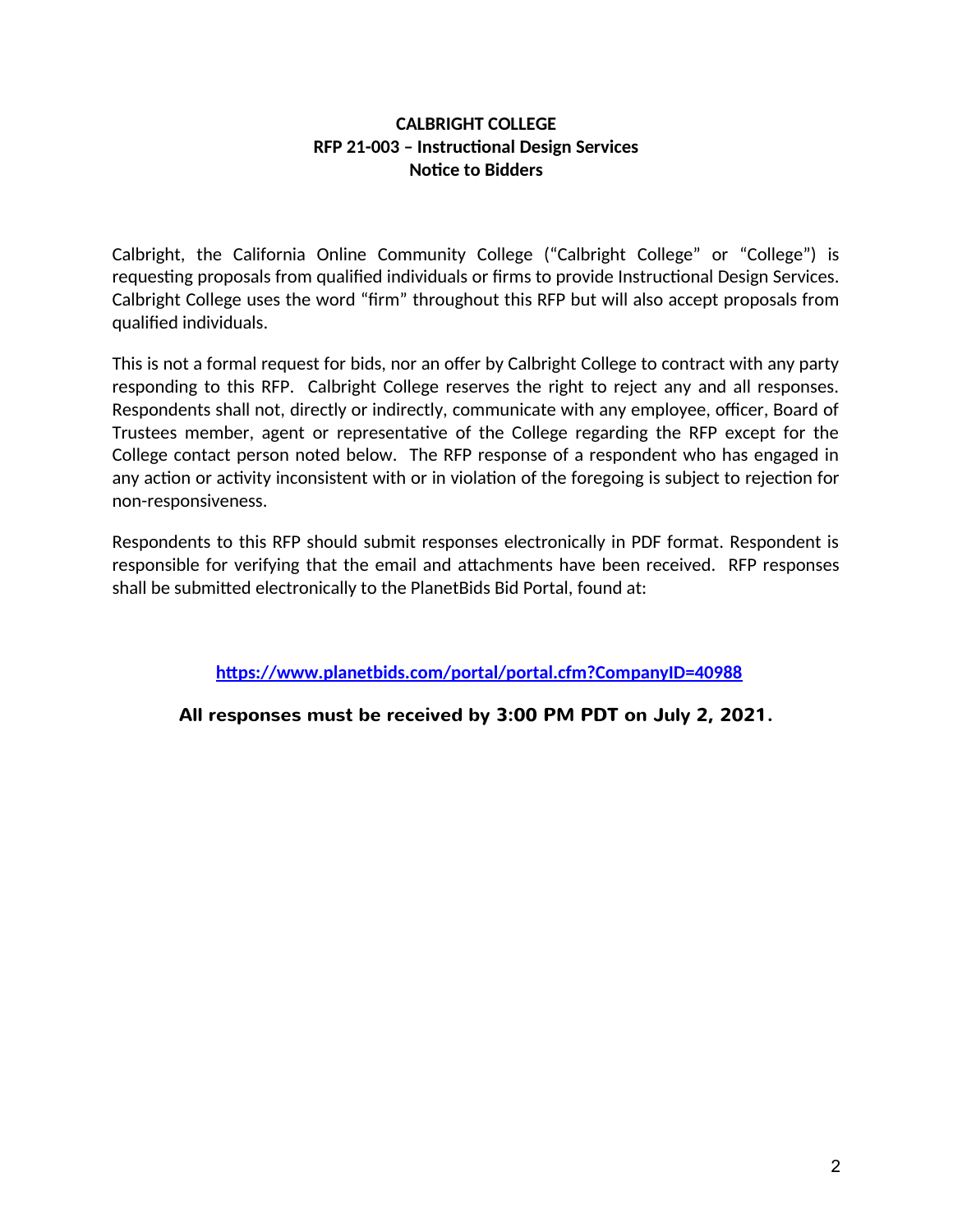**CALBRIGHT COLLEGE**
**RFP 21-003 – Instructional Design Services**
**Notice to Bidders**

Calbright, the California Online Community College ("Calbright College" or "College") is requesting proposals from qualified individuals or firms to provide Instructional Design Services. Calbright College uses the word "firm" throughout this RFP but will also accept proposals from qualified individuals.

This is not a formal request for bids, nor an offer by Calbright College to contract with any party responding to this RFP. Calbright College reserves the right to reject any and all responses. Respondents shall not, directly or indirectly, communicate with any employee, officer, Board of Trustees member, agent or representative of the College regarding the RFP except for the College contact person noted below. The RFP response of a respondent who has engaged in any action or activity inconsistent with or in violation of the foregoing is subject to rejection for non-responsiveness.

Respondents to this RFP should submit responses electronically in PDF format. Respondent is responsible for verifying that the email and attachments have been received. RFP responses shall be submitted electronically to the PlanetBids Bid Portal, found at:

**[https://www.planetbids.com/portal/portal.cfm?CompanyID=40988](https://www.planetbids.com/portal/portal.cfm?CompanyID=40988)**

**All responses must be received by 3:00 PM PDT on July 2, 2021.**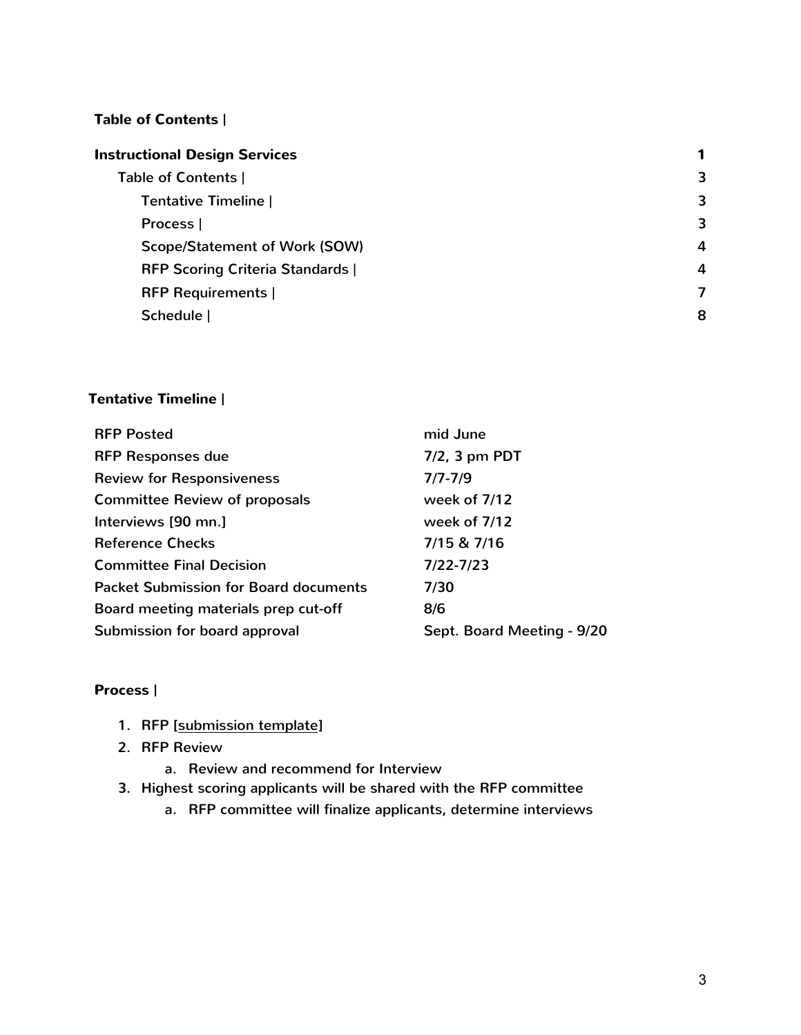**Table of Contents |**

| | |
|---|---|
| **Instructional Design Services** | 1 |
| Table of Contents \| | 3 |
| Tentative Timeline \| | 3 |
| Process \| | 3 |
| Scope/Statement of Work (SOW) | 4 |
| RFP Scoring Criteria Standards \| | 4 |
| RFP Requirements \| | 7 |
| Schedule \| | 8 |

## Tentative Timeline |

| | |
|---|---|
| RFP Posted | mid June |
| RFP Responses due | 7/2, 3 pm PDT |
| Review for Responsiveness | 7/7-7/9 |
| Committee Review of proposals | week of 7/12 |
| Interviews [90 mn.] | week of 7/12 |
| Reference Checks | 7/15 & 7/16 |
| Committee Final Decision | 7/22-7/23 |
| Packet Submission for Board documents | 7/30 |
| Board meeting materials prep cut-off | 8/6 |
| Submission for board approval | Sept. Board Meeting - 9/20 |

## Process |

1. RFP [submission template]
2. RFP Review
   a. Review and recommend for Interview
3. Highest scoring applicants will be shared with the RFP committee
   a. RFP committee will finalize applicants, determine interviews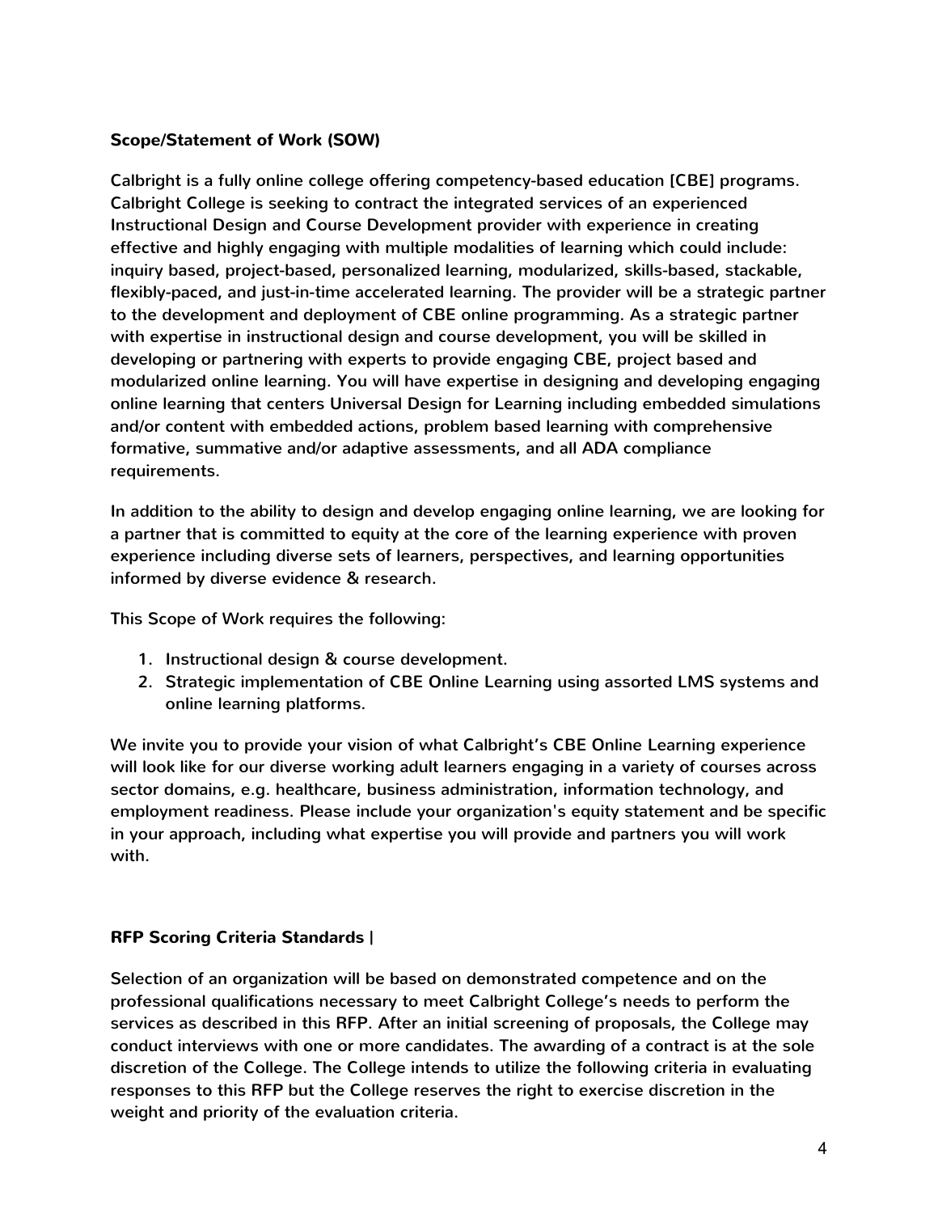**Scope/Statement of Work (SOW)**

Calbright is a fully online college offering competency-based education [CBE] programs. Calbright College is seeking to contract the integrated services of an experienced Instructional Design and Course Development provider with experience in creating effective and highly engaging with multiple modalities of learning which could include: inquiry based, project-based, personalized learning, modularized, skills-based, stackable, flexibly-paced, and just-in-time accelerated learning. The provider will be a strategic partner to the development and deployment of CBE online programming. As a strategic partner with expertise in instructional design and course development, you will be skilled in developing or partnering with experts to provide engaging CBE, project based and modularized online learning. You will have expertise in designing and developing engaging online learning that centers Universal Design for Learning including embedded simulations and/or content with embedded actions, problem based learning with comprehensive formative, summative and/or adaptive assessments, and all ADA compliance requirements.

In addition to the ability to design and develop engaging online learning, we are looking for a partner that is committed to equity at the core of the learning experience with proven experience including diverse sets of learners, perspectives, and learning opportunities informed by diverse evidence & research.

This Scope of Work requires the following:

1. Instructional design & course development.
2. Strategic implementation of CBE Online Learning using assorted LMS systems and online learning platforms.

We invite you to provide your vision of what Calbright's CBE Online Learning experience will look like for our diverse working adult learners engaging in a variety of courses across sector domains, e.g. healthcare, business administration, information technology, and employment readiness. Please include your organization's equity statement and be specific in your approach, including what expertise you will provide and partners you will work with.

**RFP Scoring Criteria Standards |**

Selection of an organization will be based on demonstrated competence and on the professional qualifications necessary to meet Calbright College's needs to perform the services as described in this RFP. After an initial screening of proposals, the College may conduct interviews with one or more candidates. The awarding of a contract is at the sole discretion of the College. The College intends to utilize the following criteria in evaluating responses to this RFP but the College reserves the right to exercise discretion in the weight and priority of the evaluation criteria.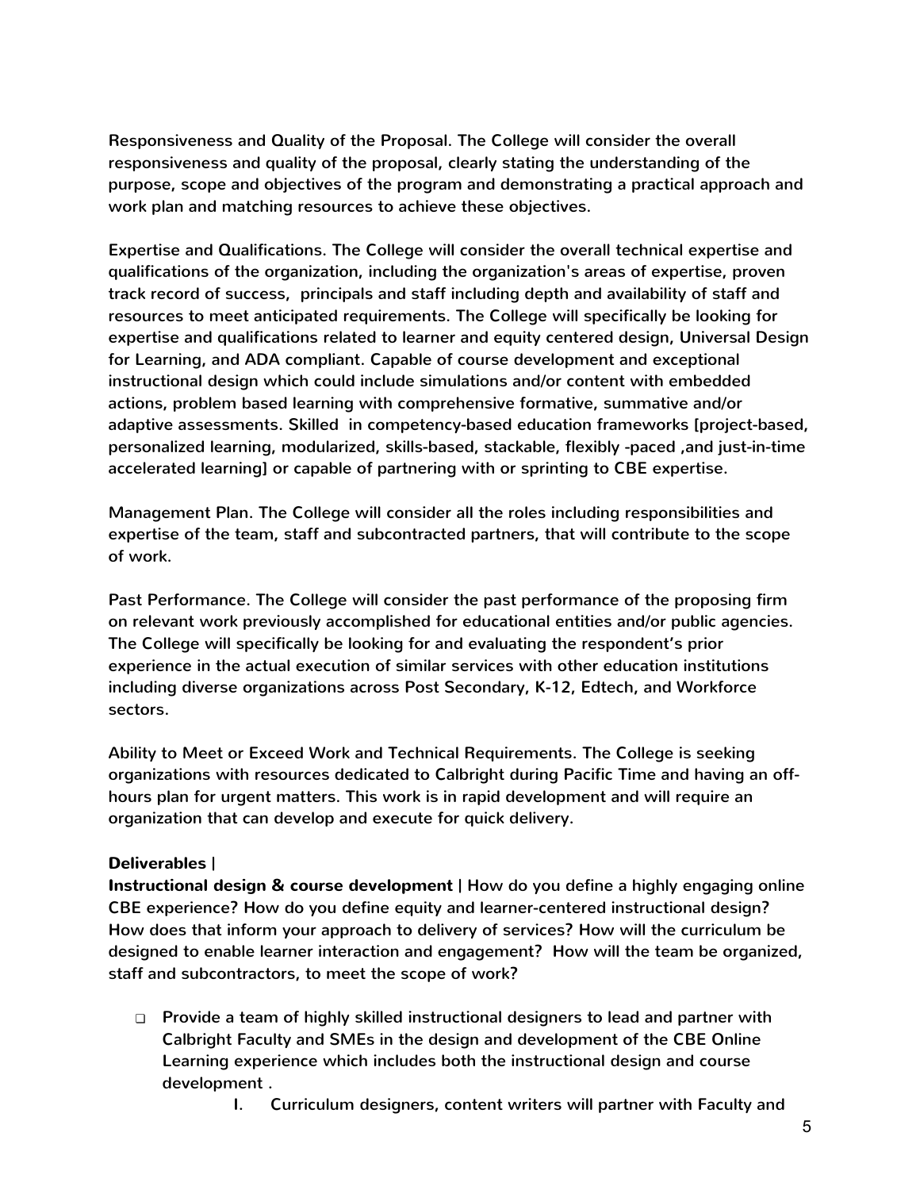Responsiveness and Quality of the Proposal. The College will consider the overall responsiveness and quality of the proposal, clearly stating the understanding of the purpose, scope and objectives of the program and demonstrating a practical approach and work plan and matching resources to achieve these objectives.

Expertise and Qualifications. The College will consider the overall technical expertise and qualifications of the organization, including the organization's areas of expertise, proven track record of success, principals and staff including depth and availability of staff and resources to meet anticipated requirements. The College will specifically be looking for expertise and qualifications related to learner and equity centered design, Universal Design for Learning, and ADA compliant. Capable of course development and exceptional instructional design which could include simulations and/or content with embedded actions, problem based learning with comprehensive formative, summative and/or adaptive assessments. Skilled in competency-based education frameworks [project-based, personalized learning, modularized, skills-based, stackable, flexibly -paced ,and just-in-time accelerated learning] or capable of partnering with or sprinting to CBE expertise.

Management Plan. The College will consider all the roles including responsibilities and expertise of the team, staff and subcontracted partners, that will contribute to the scope of work.

Past Performance. The College will consider the past performance of the proposing firm on relevant work previously accomplished for educational entities and/or public agencies. The College will specifically be looking for and evaluating the respondent's prior experience in the actual execution of similar services with other education institutions including diverse organizations across Post Secondary, K-12, Edtech, and Workforce sectors.

Ability to Meet or Exceed Work and Technical Requirements. The College is seeking organizations with resources dedicated to Calbright during Pacific Time and having an off-hours plan for urgent matters. This work is in rapid development and will require an organization that can develop and execute for quick delivery.

**Deliverables |**
**Instructional design & course development |** How do you define a highly engaging online CBE experience? How do you define equity and learner-centered instructional design? How does that inform your approach to delivery of services? How will the curriculum be designed to enable learner interaction and engagement? How will the team be organized, staff and subcontractors, to meet the scope of work?

- Provide a team of highly skilled instructional designers to lead and partner with Calbright Faculty and SMEs in the design and development of the CBE Online Learning experience which includes both the instructional design and course development .
    I. Curriculum designers, content writers will partner with Faculty and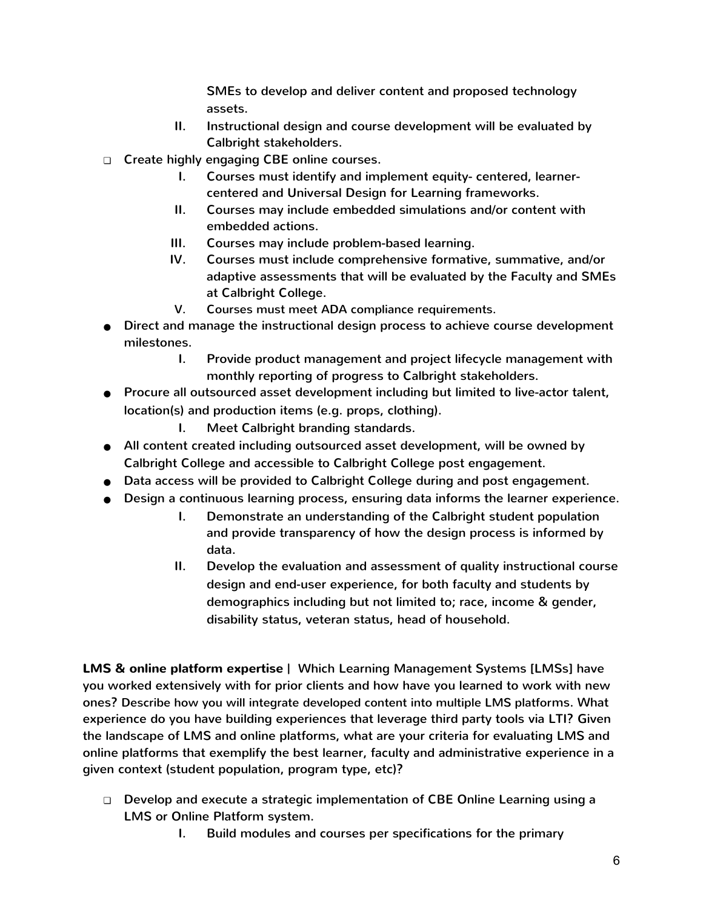SMEs to develop and deliver content and proposed technology assets.

II. Instructional design and course development will be evaluated by Calbright stakeholders.

- ❑ Create highly engaging CBE online courses.
  - I. Courses must identify and implement equity- centered, learner-centered and Universal Design for Learning frameworks.
  - II. Courses may include embedded simulations and/or content with embedded actions.
  - III. Courses may include problem-based learning.
  - IV. Courses must include comprehensive formative, summative, and/or adaptive assessments that will be evaluated by the Faculty and SMEs at Calbright College.
  - V. Courses must meet ADA compliance requirements.
- Direct and manage the instructional design process to achieve course development milestones.
  - I. Provide product management and project lifecycle management with monthly reporting of progress to Calbright stakeholders.
- Procure all outsourced asset development including but limited to live-actor talent, location(s) and production items (e.g. props, clothing).
  - I. Meet Calbright branding standards.
- All content created including outsourced asset development, will be owned by Calbright College and accessible to Calbright College post engagement.
- Data access will be provided to Calbright College during and post engagement.
- Design a continuous learning process, ensuring data informs the learner experience.
  - I. Demonstrate an understanding of the Calbright student population and provide transparency of how the design process is informed by data.
  - II. Develop the evaluation and assessment of quality instructional course design and end-user experience, for both faculty and students by demographics including but not limited to; race, income & gender, disability status, veteran status, head of household.

**LMS & online platform expertise |** Which Learning Management Systems [LMSs] have you worked extensively with for prior clients and how have you learned to work with new ones? Describe how you will integrate developed content into multiple LMS platforms. What experience do you have building experiences that leverage third party tools via LTI? Given the landscape of LMS and online platforms, what are your criteria for evaluating LMS and online platforms that exemplify the best learner, faculty and administrative experience in a given context (student population, program type, etc)?

- ❑ Develop and execute a strategic implementation of CBE Online Learning using a LMS or Online Platform system.
  - I. Build modules and courses per specifications for the primary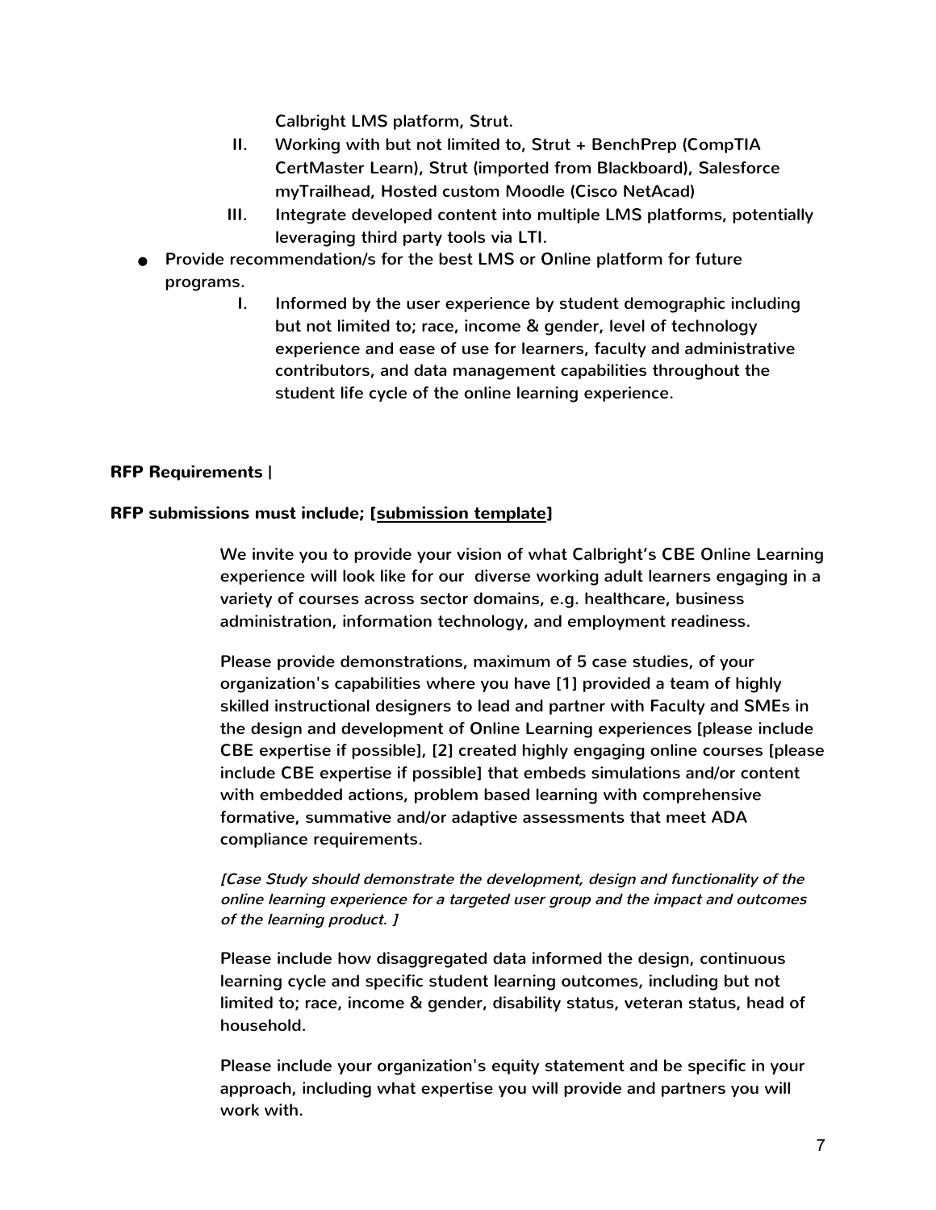Calbright LMS platform, Strut.

II. Working with but not limited to, Strut + BenchPrep (CompTIA CertMaster Learn), Strut (imported from Blackboard), Salesforce myTrailhead, Hosted custom Moodle (Cisco NetAcad)

III. Integrate developed content into multiple LMS platforms, potentially leveraging third party tools via LTI.

- Provide recommendation/s for the best LMS or Online platform for future programs.

  I. Informed by the user experience by student demographic including but not limited to; race, income & gender, level of technology experience and ease of use for learners, faculty and administrative contributors, and data management capabilities throughout the student life cycle of the online learning experience.

**RFP Requirements |**

**RFP submissions must include; [submission template]**

We invite you to provide your vision of what Calbright's CBE Online Learning experience will look like for our diverse working adult learners engaging in a variety of courses across sector domains, e.g. healthcare, business administration, information technology, and employment readiness.

Please provide demonstrations, maximum of 5 case studies, of your organization's capabilities where you have [1] provided a team of highly skilled instructional designers to lead and partner with Faculty and SMEs in the design and development of Online Learning experiences [please include CBE expertise if possible], [2] created highly engaging online courses [please include CBE expertise if possible] that embeds simulations and/or content with embedded actions, problem based learning with comprehensive formative, summative and/or adaptive assessments that meet ADA compliance requirements.

*[Case Study should demonstrate the development, design and functionality of the online learning experience for a targeted user group and the impact and outcomes of the learning product. ]*

Please include how disaggregated data informed the design, continuous learning cycle and specific student learning outcomes, including but not limited to; race, income & gender, disability status, veteran status, head of household.

Please include your organization's equity statement and be specific in your approach, including what expertise you will provide and partners you will work with.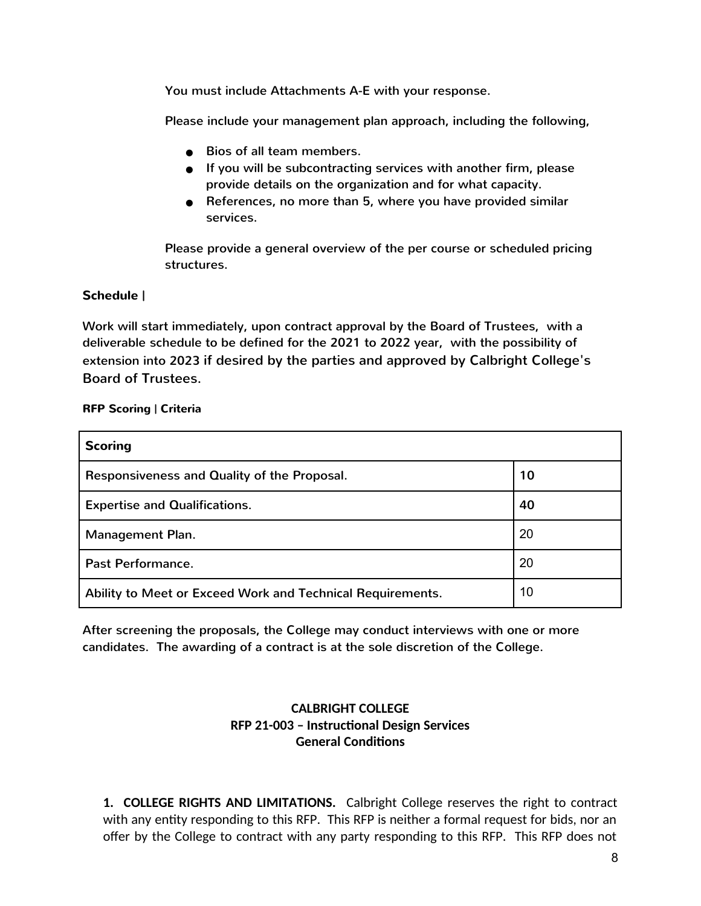You must include Attachments A-E with your response.

Please include your management plan approach, including the following,

- Bios of all team members.
- If you will be subcontracting services with another firm, please provide details on the organization and for what capacity.
- References, no more than 5, where you have provided similar services.

Please provide a general overview of the per course or scheduled pricing structures.

**Schedule |**

Work will start immediately, upon contract approval by the Board of Trustees, with a deliverable schedule to be defined for the 2021 to 2022 year, with the possibility of extension into 2023 if desired by the parties and approved by Calbright College's Board of Trustees.

**RFP Scoring | Criteria**

| Scoring | |
|---|---|
| Responsiveness and Quality of the Proposal. | **10** |
| Expertise and Qualifications. | **40** |
| Management Plan. | 20 |
| Past Performance. | 20 |
| Ability to Meet or Exceed Work and Technical Requirements. | 10 |

After screening the proposals, the College may conduct interviews with one or more candidates. The awarding of a contract is at the sole discretion of the College.

**CALBRIGHT COLLEGE**
**RFP 21-003 – Instructional Design Services**
**General Conditions**

**1. COLLEGE RIGHTS AND LIMITATIONS.** Calbright College reserves the right to contract with any entity responding to this RFP. This RFP is neither a formal request for bids, nor an offer by the College to contract with any party responding to this RFP. This RFP does not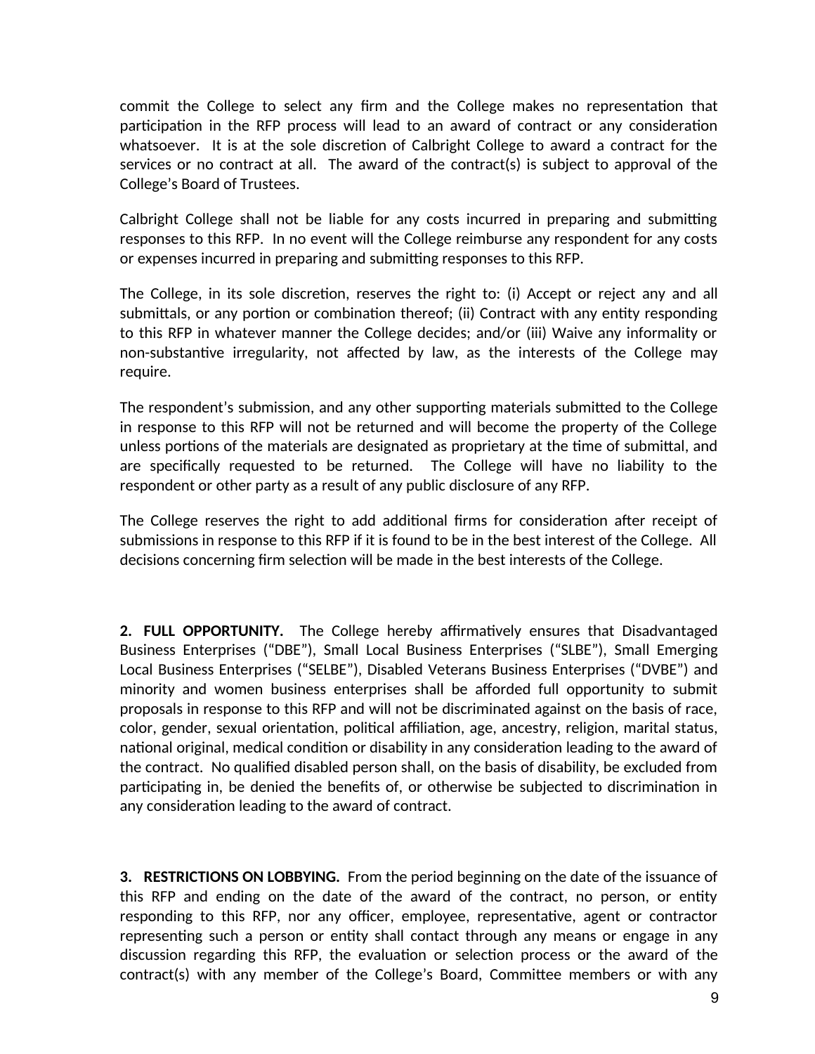commit the College to select any firm and the College makes no representation that participation in the RFP process will lead to an award of contract or any consideration whatsoever. It is at the sole discretion of Calbright College to award a contract for the services or no contract at all. The award of the contract(s) is subject to approval of the College's Board of Trustees.

Calbright College shall not be liable for any costs incurred in preparing and submitting responses to this RFP. In no event will the College reimburse any respondent for any costs or expenses incurred in preparing and submitting responses to this RFP.

The College, in its sole discretion, reserves the right to: (i) Accept or reject any and all submittals, or any portion or combination thereof; (ii) Contract with any entity responding to this RFP in whatever manner the College decides; and/or (iii) Waive any informality or non-substantive irregularity, not affected by law, as the interests of the College may require.

The respondent's submission, and any other supporting materials submitted to the College in response to this RFP will not be returned and will become the property of the College unless portions of the materials are designated as proprietary at the time of submittal, and are specifically requested to be returned. The College will have no liability to the respondent or other party as a result of any public disclosure of any RFP.

The College reserves the right to add additional firms for consideration after receipt of submissions in response to this RFP if it is found to be in the best interest of the College. All decisions concerning firm selection will be made in the best interests of the College.

**2. FULL OPPORTUNITY.** The College hereby affirmatively ensures that Disadvantaged Business Enterprises ("DBE"), Small Local Business Enterprises ("SLBE"), Small Emerging Local Business Enterprises ("SELBE"), Disabled Veterans Business Enterprises ("DVBE") and minority and women business enterprises shall be afforded full opportunity to submit proposals in response to this RFP and will not be discriminated against on the basis of race, color, gender, sexual orientation, political affiliation, age, ancestry, religion, marital status, national original, medical condition or disability in any consideration leading to the award of the contract. No qualified disabled person shall, on the basis of disability, be excluded from participating in, be denied the benefits of, or otherwise be subjected to discrimination in any consideration leading to the award of contract.

**3. RESTRICTIONS ON LOBBYING.** From the period beginning on the date of the issuance of this RFP and ending on the date of the award of the contract, no person, or entity responding to this RFP, nor any officer, employee, representative, agent or contractor representing such a person or entity shall contact through any means or engage in any discussion regarding this RFP, the evaluation or selection process or the award of the contract(s) with any member of the College's Board, Committee members or with any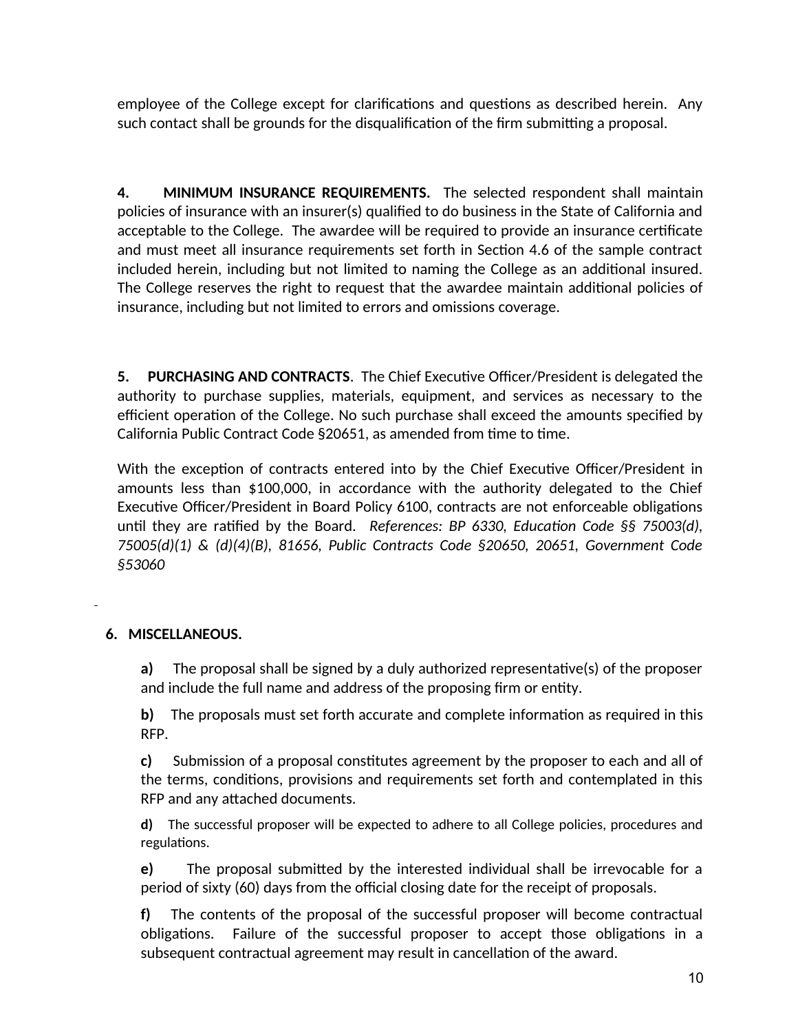employee of the College except for clarifications and questions as described herein. Any such contact shall be grounds for the disqualification of the firm submitting a proposal.

**4. MINIMUM INSURANCE REQUIREMENTS.** The selected respondent shall maintain policies of insurance with an insurer(s) qualified to do business in the State of California and acceptable to the College. The awardee will be required to provide an insurance certificate and must meet all insurance requirements set forth in Section 4.6 of the sample contract included herein, including but not limited to naming the College as an additional insured. The College reserves the right to request that the awardee maintain additional policies of insurance, including but not limited to errors and omissions coverage.

**5. PURCHASING AND CONTRACTS**. The Chief Executive Officer/President is delegated the authority to purchase supplies, materials, equipment, and services as necessary to the efficient operation of the College. No such purchase shall exceed the amounts specified by California Public Contract Code §20651, as amended from time to time.

With the exception of contracts entered into by the Chief Executive Officer/President in amounts less than $100,000, in accordance with the authority delegated to the Chief Executive Officer/President in Board Policy 6100, contracts are not enforceable obligations until they are ratified by the Board. *References: BP 6330, Education Code §§ 75003(d), 75005(d)(1) & (d)(4)(B), 81656, Public Contracts Code §20650, 20651, Government Code §53060*

**6. MISCELLANEOUS.**

**a)** The proposal shall be signed by a duly authorized representative(s) of the proposer and include the full name and address of the proposing firm or entity.

**b)** The proposals must set forth accurate and complete information as required in this RFP.

**c)** Submission of a proposal constitutes agreement by the proposer to each and all of the terms, conditions, provisions and requirements set forth and contemplated in this RFP and any attached documents.

**d)** The successful proposer will be expected to adhere to all College policies, procedures and regulations.

**e)** The proposal submitted by the interested individual shall be irrevocable for a period of sixty (60) days from the official closing date for the receipt of proposals.

**f)** The contents of the proposal of the successful proposer will become contractual obligations. Failure of the successful proposer to accept those obligations in a subsequent contractual agreement may result in cancellation of the award.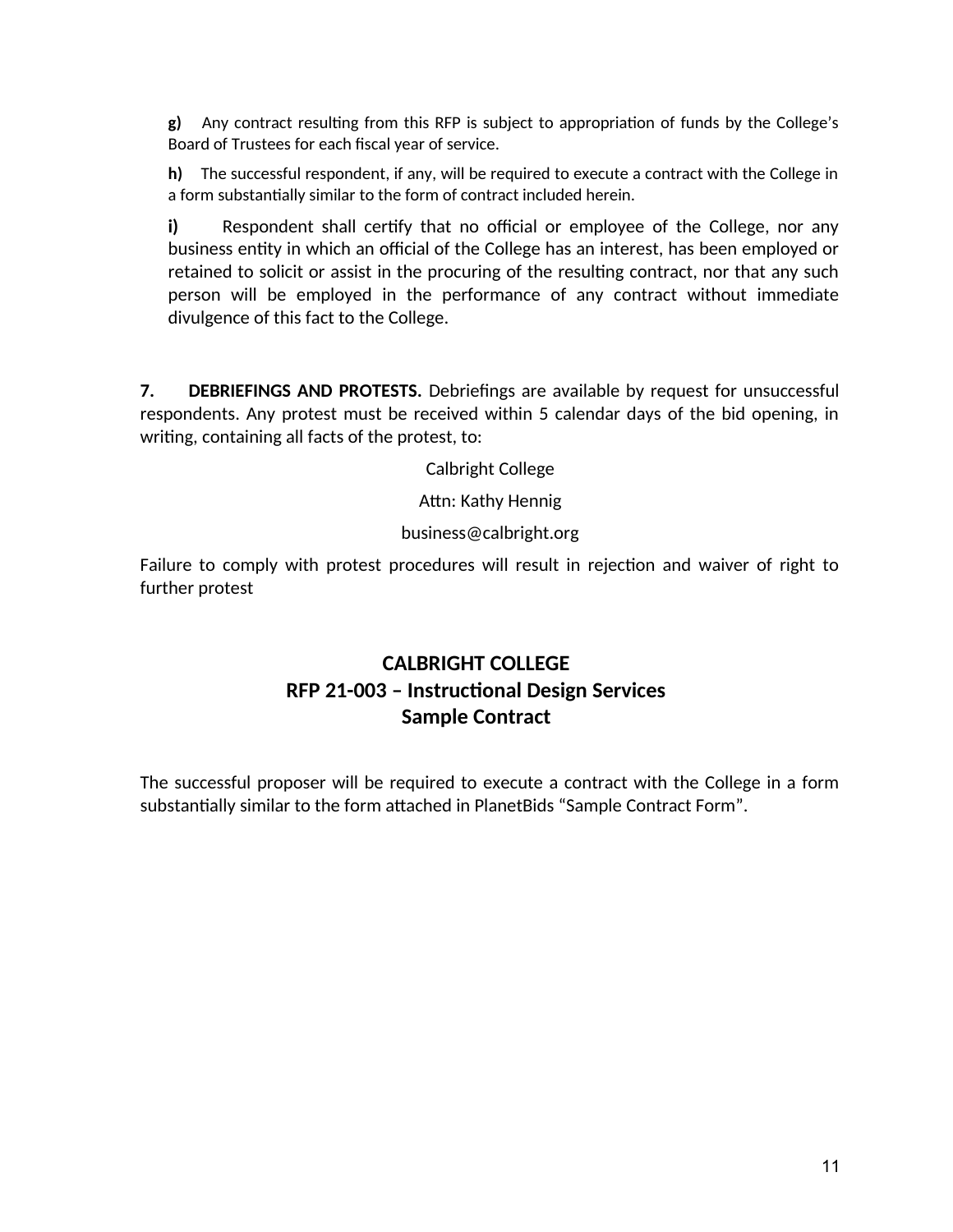**g)** Any contract resulting from this RFP is subject to appropriation of funds by the College's Board of Trustees for each fiscal year of service.

**h)** The successful respondent, if any, will be required to execute a contract with the College in a form substantially similar to the form of contract included herein.

**i)** Respondent shall certify that no official or employee of the College, nor any business entity in which an official of the College has an interest, has been employed or retained to solicit or assist in the procuring of the resulting contract, nor that any such person will be employed in the performance of any contract without immediate divulgence of this fact to the College.

**7. DEBRIEFINGS AND PROTESTS.** Debriefings are available by request for unsuccessful respondents. Any protest must be received within 5 calendar days of the bid opening, in writing, containing all facts of the protest, to:

Calbright College

Attn: Kathy Hennig

business@calbright.org

Failure to comply with protest procedures will result in rejection and waiver of right to further protest

## CALBRIGHT COLLEGE
## RFP 21-003 – Instructional Design Services
## Sample Contract

The successful proposer will be required to execute a contract with the College in a form substantially similar to the form attached in PlanetBids "Sample Contract Form".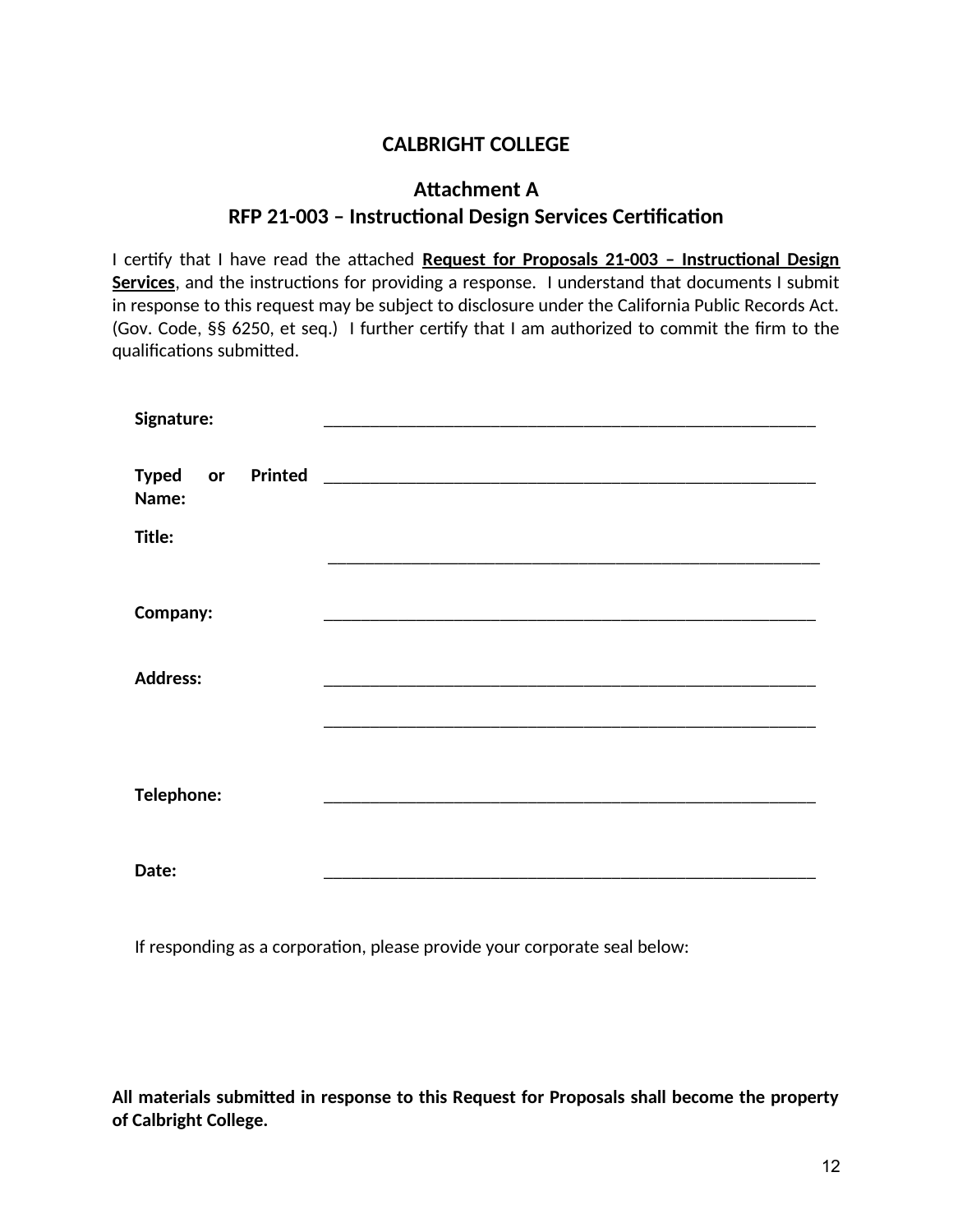# CALBRIGHT COLLEGE

## Attachment A
## RFP 21-003 – Instructional Design Services Certification

I certify that I have read the attached **Request for Proposals 21-003 – Instructional Design Services**, and the instructions for providing a response. I understand that documents I submit in response to this request may be subject to disclosure under the California Public Records Act. (Gov. Code, §§ 6250, et seq.) I further certify that I am authorized to commit the firm to the qualifications submitted.

**Signature:** ________________________________________________________

**Typed or Printed Name:** ________________________________________________________

**Title:** ________________________________________________________

**Company:** ________________________________________________________

**Address:** ________________________________________________________

________________________________________________________

**Telephone:** ________________________________________________________

**Date:** ________________________________________________________

If responding as a corporation, please provide your corporate seal below:

**All materials submitted in response to this Request for Proposals shall become the property of Calbright College.**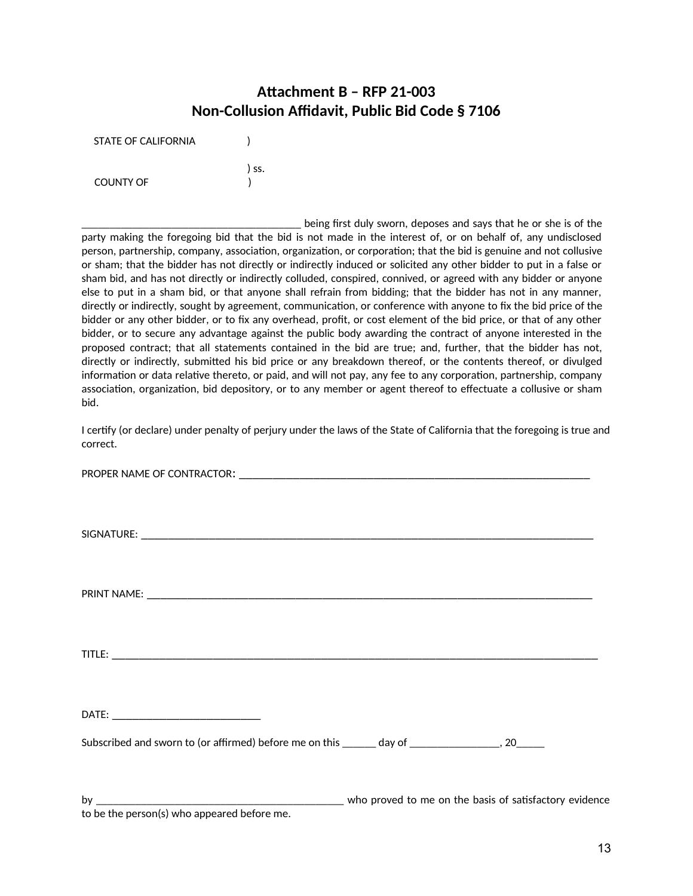# Attachment B – RFP 21-003
# Non-Collusion Affidavit, Public Bid Code § 7106

STATE OF CALIFORNIA )

) ss.

COUNTY OF )

________________________________________ being first duly sworn, deposes and says that he or she is of the party making the foregoing bid that the bid is not made in the interest of, or on behalf of, any undisclosed person, partnership, company, association, organization, or corporation; that the bid is genuine and not collusive or sham; that the bidder has not directly or indirectly induced or solicited any other bidder to put in a false or sham bid, and has not directly or indirectly colluded, conspired, connived, or agreed with any bidder or anyone else to put in a sham bid, or that anyone shall refrain from bidding; that the bidder has not in any manner, directly or indirectly, sought by agreement, communication, or conference with anyone to fix the bid price of the bidder or any other bidder, or to fix any overhead, profit, or cost element of the bid price, or that of any other bidder, or to secure any advantage against the public body awarding the contract of anyone interested in the proposed contract; that all statements contained in the bid are true; and, further, that the bidder has not, directly or indirectly, submitted his bid price or any breakdown thereof, or the contents thereof, or divulged information or data relative thereto, or paid, and will not pay, any fee to any corporation, partnership, company association, organization, bid depository, or to any member or agent thereof to effectuate a collusive or sham bid.

I certify (or declare) under penalty of perjury under the laws of the State of California that the foregoing is true and correct.

PROPER NAME OF CONTRACTOR: ________________________________________________________________

SIGNATURE: ________________________________________________________________________________

PRINT NAME: _______________________________________________________________________________

TITLE: ____________________________________________________________________________________

DATE: ___________________________

Subscribed and sworn to (or affirmed) before me on this ______ day of ________________, 20_____

by _____________________________________________ who proved to me on the basis of satisfactory evidence to be the person(s) who appeared before me.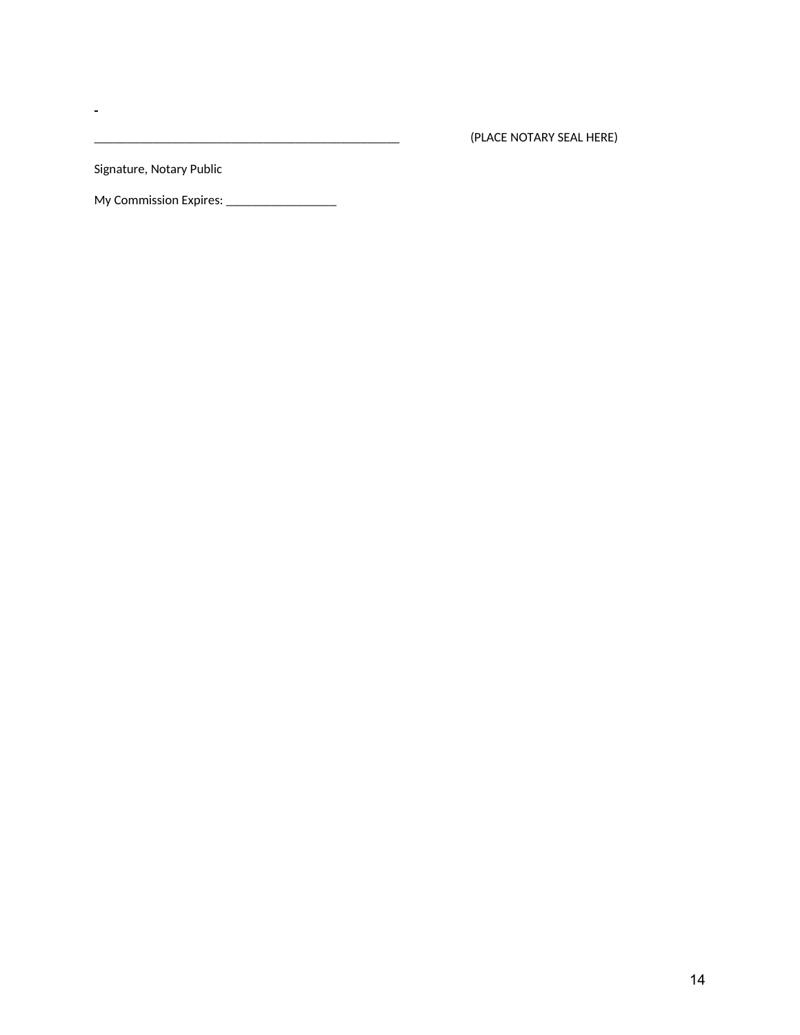-

__________________________________________________ (PLACE NOTARY SEAL HERE)

Signature, Notary Public

My Commission Expires: __________________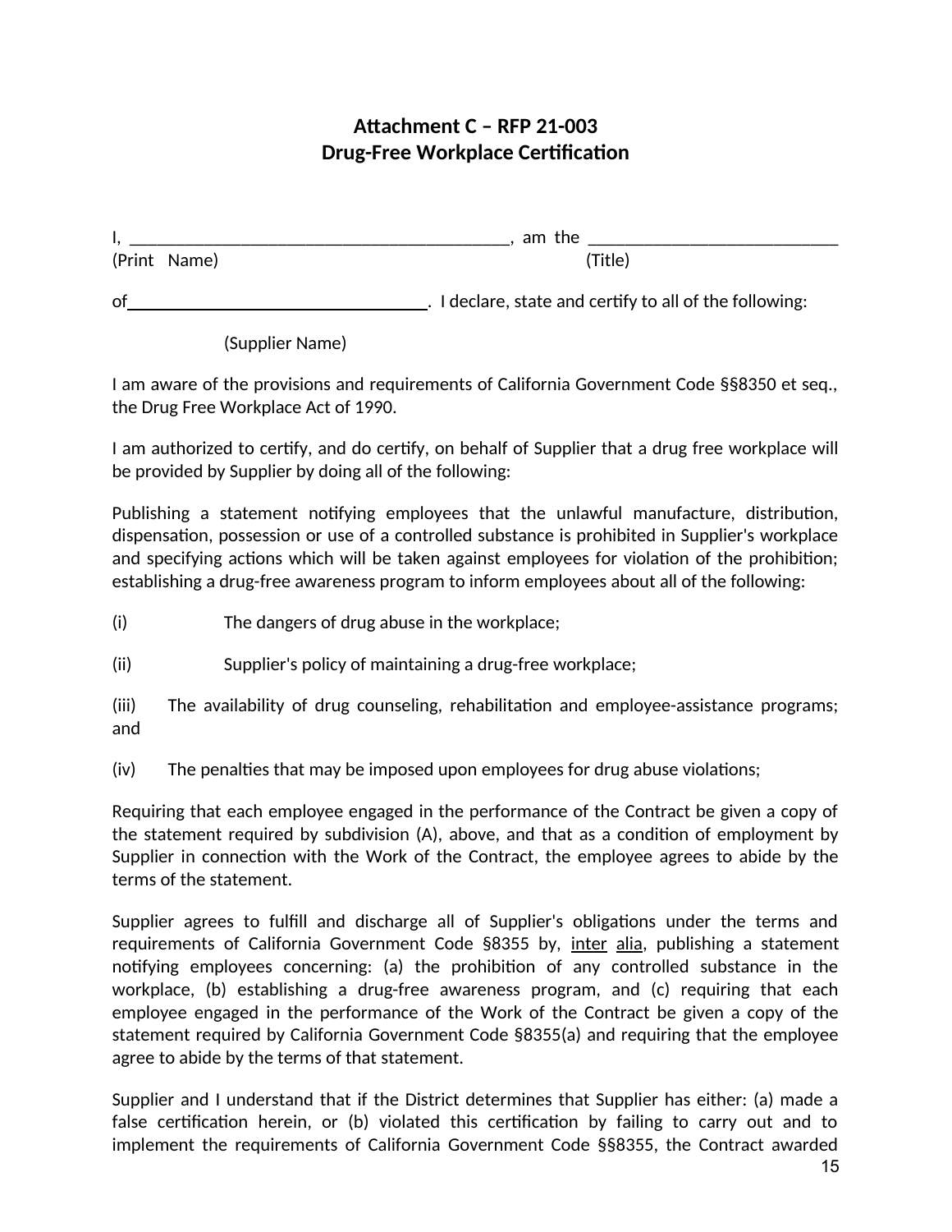**Attachment C – RFP 21-003**
**Drug-Free Workplace Certification**

I, ___________________________________________, am the ____________________________
(Print Name) (Title)

of___________________________________. I declare, state and certify to all of the following:

(Supplier Name)

I am aware of the provisions and requirements of California Government Code §§8350 et seq., the Drug Free Workplace Act of 1990.

I am authorized to certify, and do certify, on behalf of Supplier that a drug free workplace will be provided by Supplier by doing all of the following:

Publishing a statement notifying employees that the unlawful manufacture, distribution, dispensation, possession or use of a controlled substance is prohibited in Supplier's workplace and specifying actions which will be taken against employees for violation of the prohibition; establishing a drug-free awareness program to inform employees about all of the following:

(i) The dangers of drug abuse in the workplace;

(ii) Supplier's policy of maintaining a drug-free workplace;

(iii) The availability of drug counseling, rehabilitation and employee-assistance programs; and

(iv) The penalties that may be imposed upon employees for drug abuse violations;

Requiring that each employee engaged in the performance of the Contract be given a copy of the statement required by subdivision (A), above, and that as a condition of employment by Supplier in connection with the Work of the Contract, the employee agrees to abide by the terms of the statement.

Supplier agrees to fulfill and discharge all of Supplier's obligations under the terms and requirements of California Government Code §8355 by, inter alia, publishing a statement notifying employees concerning: (a) the prohibition of any controlled substance in the workplace, (b) establishing a drug-free awareness program, and (c) requiring that each employee engaged in the performance of the Work of the Contract be given a copy of the statement required by California Government Code §8355(a) and requiring that the employee agree to abide by the terms of that statement.

Supplier and I understand that if the District determines that Supplier has either: (a) made a false certification herein, or (b) violated this certification by failing to carry out and to implement the requirements of California Government Code §§8355, the Contract awarded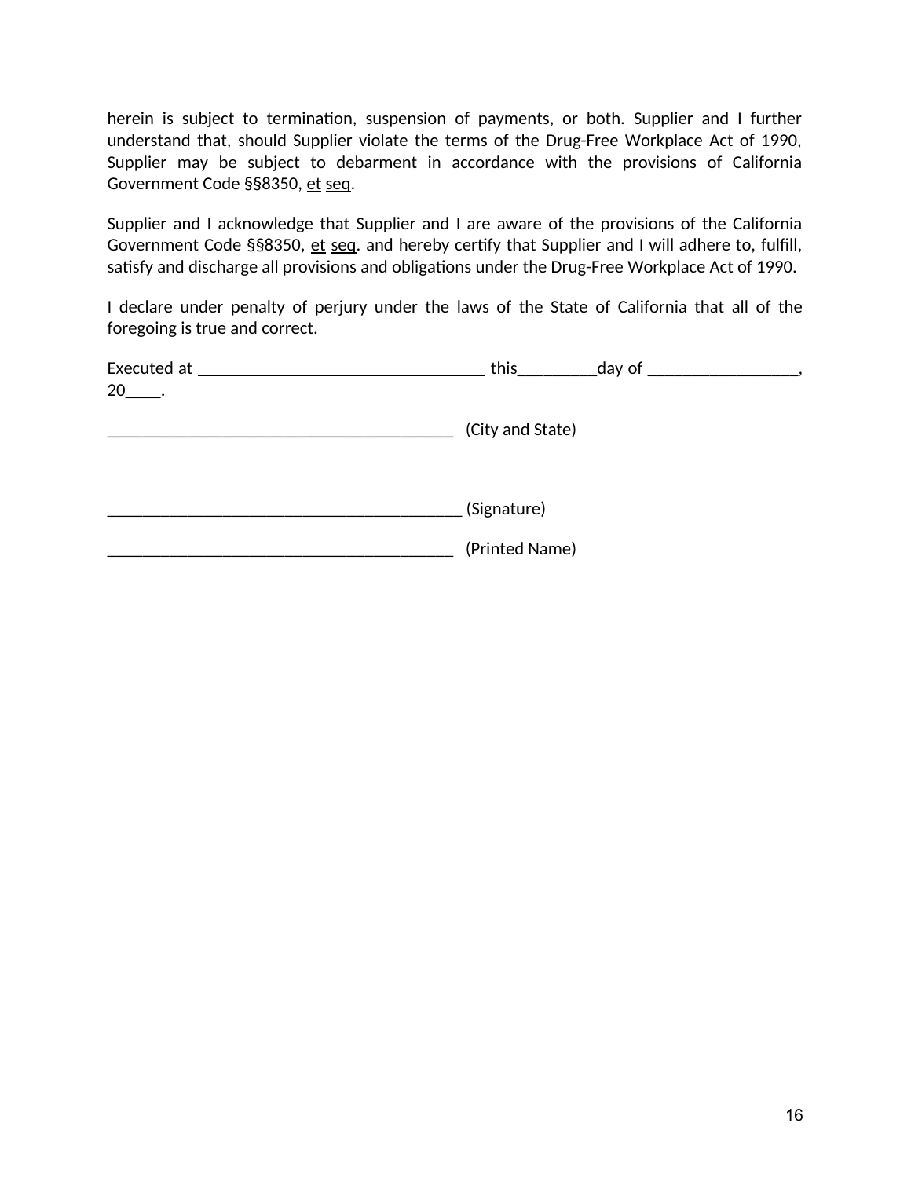herein is subject to termination, suspension of payments, or both. Supplier and I further understand that, should Supplier violate the terms of the Drug-Free Workplace Act of 1990, Supplier may be subject to debarment in accordance with the provisions of California Government Code §§8350, et seq.

Supplier and I acknowledge that Supplier and I are aware of the provisions of the California Government Code §§8350, et seq. and hereby certify that Supplier and I will adhere to, fulfill, satisfy and discharge all provisions and obligations under the Drug-Free Workplace Act of 1990.

I declare under penalty of perjury under the laws of the State of California that all of the foregoing is true and correct.

Executed at ________________________________ this_________day of _________________, 20____.

________________________________________ (City and State)

________________________________________ (Signature)

________________________________________ (Printed Name)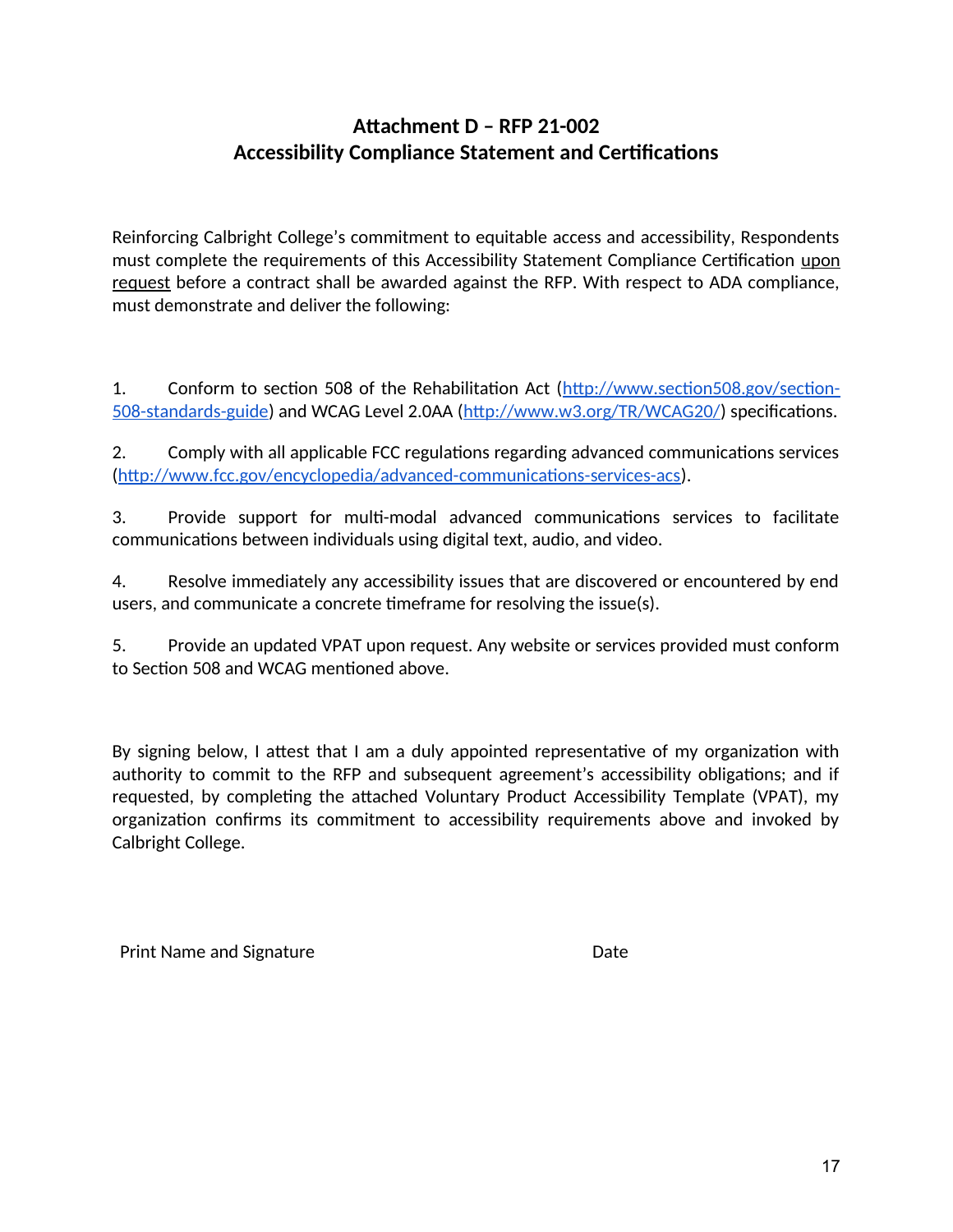# Attachment D – RFP 21-002
# Accessibility Compliance Statement and Certifications

Reinforcing Calbright College's commitment to equitable access and accessibility, Respondents must complete the requirements of this Accessibility Statement Compliance Certification <u>upon request</u> before a contract shall be awarded against the RFP. With respect to ADA compliance, must demonstrate and deliver the following:

1. Conform to section 508 of the Rehabilitation Act ([http://www.section508.gov/section-508-standards-guide](http://www.section508.gov/section-508-standards-guide)) and WCAG Level 2.0AA ([http://www.w3.org/TR/WCAG20/](http://www.w3.org/TR/WCAG20/)) specifications.

2. Comply with all applicable FCC regulations regarding advanced communications services ([http://www.fcc.gov/encyclopedia/advanced-communications-services-acs](http://www.fcc.gov/encyclopedia/advanced-communications-services-acs)).

3. Provide support for multi-modal advanced communications services to facilitate communications between individuals using digital text, audio, and video.

4. Resolve immediately any accessibility issues that are discovered or encountered by end users, and communicate a concrete timeframe for resolving the issue(s).

5. Provide an updated VPAT upon request. Any website or services provided must conform to Section 508 and WCAG mentioned above.

By signing below, I attest that I am a duly appointed representative of my organization with authority to commit to the RFP and subsequent agreement's accessibility obligations; and if requested, by completing the attached Voluntary Product Accessibility Template (VPAT), my organization confirms its commitment to accessibility requirements above and invoked by Calbright College.

Print Name and Signature                                        Date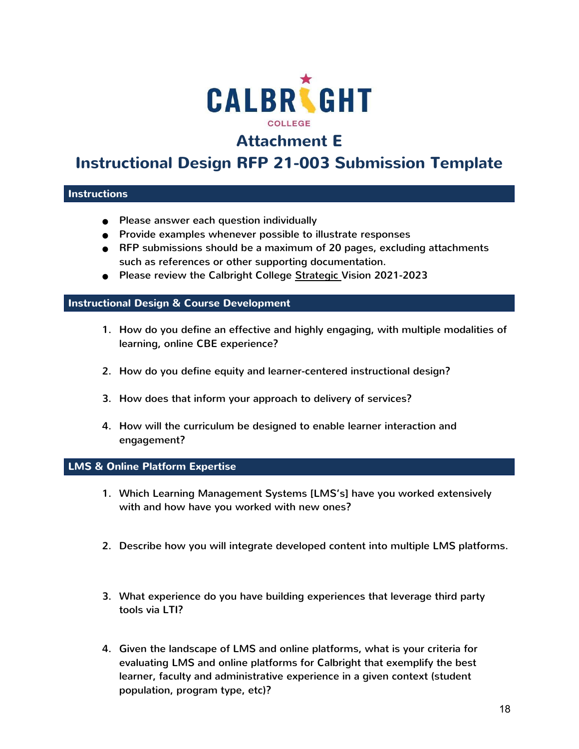CALBRIGHT COLLEGE

# Attachment E

# Instructional Design RFP 21-003 Submission Template

## Instructions

- Please answer each question individually
- Provide examples whenever possible to illustrate responses
- RFP submissions should be a maximum of 20 pages, excluding attachments such as references or other supporting documentation.
- Please review the Calbright College Strategic Vision 2021-2023

## Instructional Design & Course Development

1. How do you define an effective and highly engaging, with multiple modalities of learning, online CBE experience?

2. How do you define equity and learner-centered instructional design?

3. How does that inform your approach to delivery of services?

4. How will the curriculum be designed to enable learner interaction and engagement?

## LMS & Online Platform Expertise

1. Which Learning Management Systems [LMS's] have you worked extensively with and how have you worked with new ones?

2. Describe how you will integrate developed content into multiple LMS platforms.

3. What experience do you have building experiences that leverage third party tools via LTI?

4. Given the landscape of LMS and online platforms, what is your criteria for evaluating LMS and online platforms for Calbright that exemplify the best learner, faculty and administrative experience in a given context (student population, program type, etc)?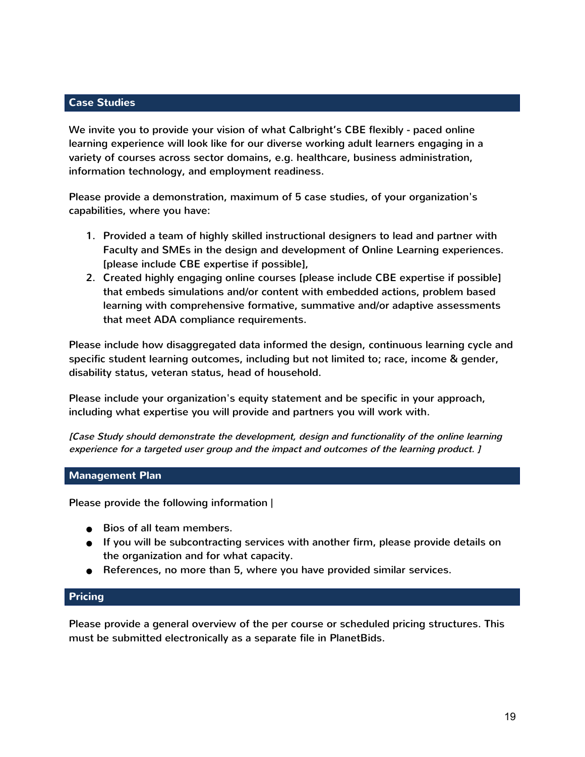## Case Studies

We invite you to provide your vision of what Calbright's CBE flexibly - paced online learning experience will look like for our diverse working adult learners engaging in a variety of courses across sector domains, e.g. healthcare, business administration, information technology, and employment readiness.

Please provide a demonstration, maximum of 5 case studies, of your organization's capabilities, where you have:

1. Provided a team of highly skilled instructional designers to lead and partner with Faculty and SMEs in the design and development of Online Learning experiences. [please include CBE expertise if possible],
2. Created highly engaging online courses [please include CBE expertise if possible] that embeds simulations and/or content with embedded actions, problem based learning with comprehensive formative, summative and/or adaptive assessments that meet ADA compliance requirements.

Please include how disaggregated data informed the design, continuous learning cycle and specific student learning outcomes, including but not limited to; race, income & gender, disability status, veteran status, head of household.

Please include your organization's equity statement and be specific in your approach, including what expertise you will provide and partners you will work with.

*[Case Study should demonstrate the development, design and functionality of the online learning experience for a targeted user group and the impact and outcomes of the learning product. ]*

## Management Plan

Please provide the following information |

- Bios of all team members.
- If you will be subcontracting services with another firm, please provide details on the organization and for what capacity.
- References, no more than 5, where you have provided similar services.

## Pricing

Please provide a general overview of the per course or scheduled pricing structures. This must be submitted electronically as a separate file in PlanetBids.